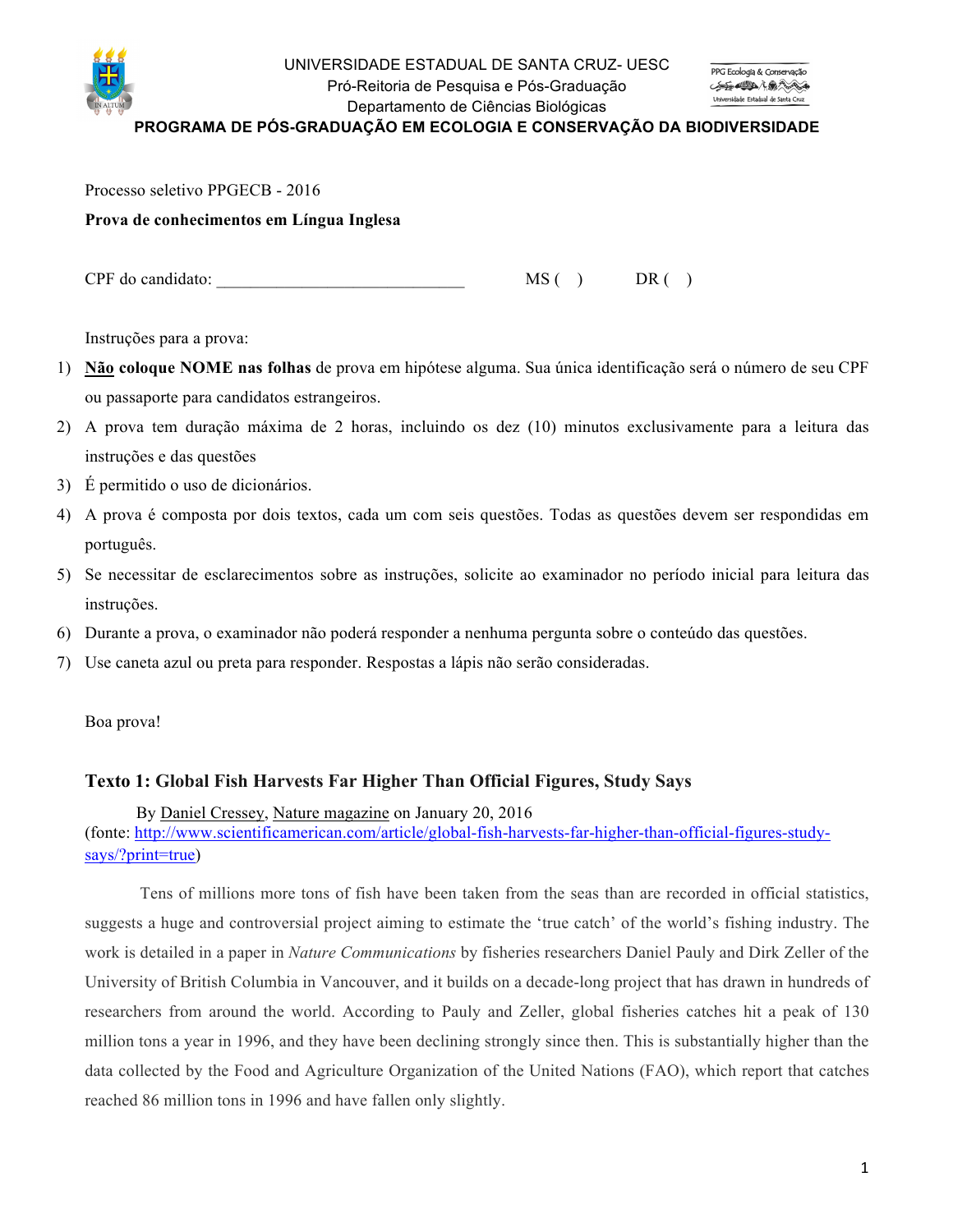UNIVERSIDADE ESTADUAL DE SANTA CRUZ- UESC
Pró-Reitoria de Pesquisa e Pós-Graduação
Departamento de Ciências Biológicas

**PROGRAMA DE PÓS-GRADUAÇÃO EM ECOLOGIA E CONSERVAÇÃO DA BIODIVERSIDADE**

Processo seletivo PPGECB - 2016

**Prova de conhecimentos em Língua Inglesa**

CPF do candidato: ______________________________ MS ( ) DR ( )

Instruções para a prova:

1) **<u>Não</u> coloque NOME nas folhas** de prova em hipótese alguma. Sua única identificação será o número de seu CPF ou passaporte para candidatos estrangeiros.
2) A prova tem duração máxima de 2 horas, incluindo os dez (10) minutos exclusivamente para a leitura das instruções e das questões
3) É permitido o uso de dicionários.
4) A prova é composta por dois textos, cada um com seis questões. Todas as questões devem ser respondidas em português.
5) Se necessitar de esclarecimentos sobre as instruções, solicite ao examinador no período inicial para leitura das instruções.
6) Durante a prova, o examinador não poderá responder a nenhuma pergunta sobre o conteúdo das questões.
7) Use caneta azul ou preta para responder. Respostas a lápis não serão consideradas.

Boa prova!

## Texto 1: Global Fish Harvests Far Higher Than Official Figures, Study Says

By Daniel Cressey, Nature magazine on January 20, 2016
(fonte: http://www.scientificamerican.com/article/global-fish-harvests-far-higher-than-official-figures-study-says/?print=true)

Tens of millions more tons of fish have been taken from the seas than are recorded in official statistics, suggests a huge and controversial project aiming to estimate the 'true catch' of the world's fishing industry. The work is detailed in a paper in *Nature Communications* by fisheries researchers Daniel Pauly and Dirk Zeller of the University of British Columbia in Vancouver, and it builds on a decade-long project that has drawn in hundreds of researchers from around the world. According to Pauly and Zeller, global fisheries catches hit a peak of 130 million tons a year in 1996, and they have been declining strongly since then. This is substantially higher than the data collected by the Food and Agriculture Organization of the United Nations (FAO), which report that catches reached 86 million tons in 1996 and have fallen only slightly.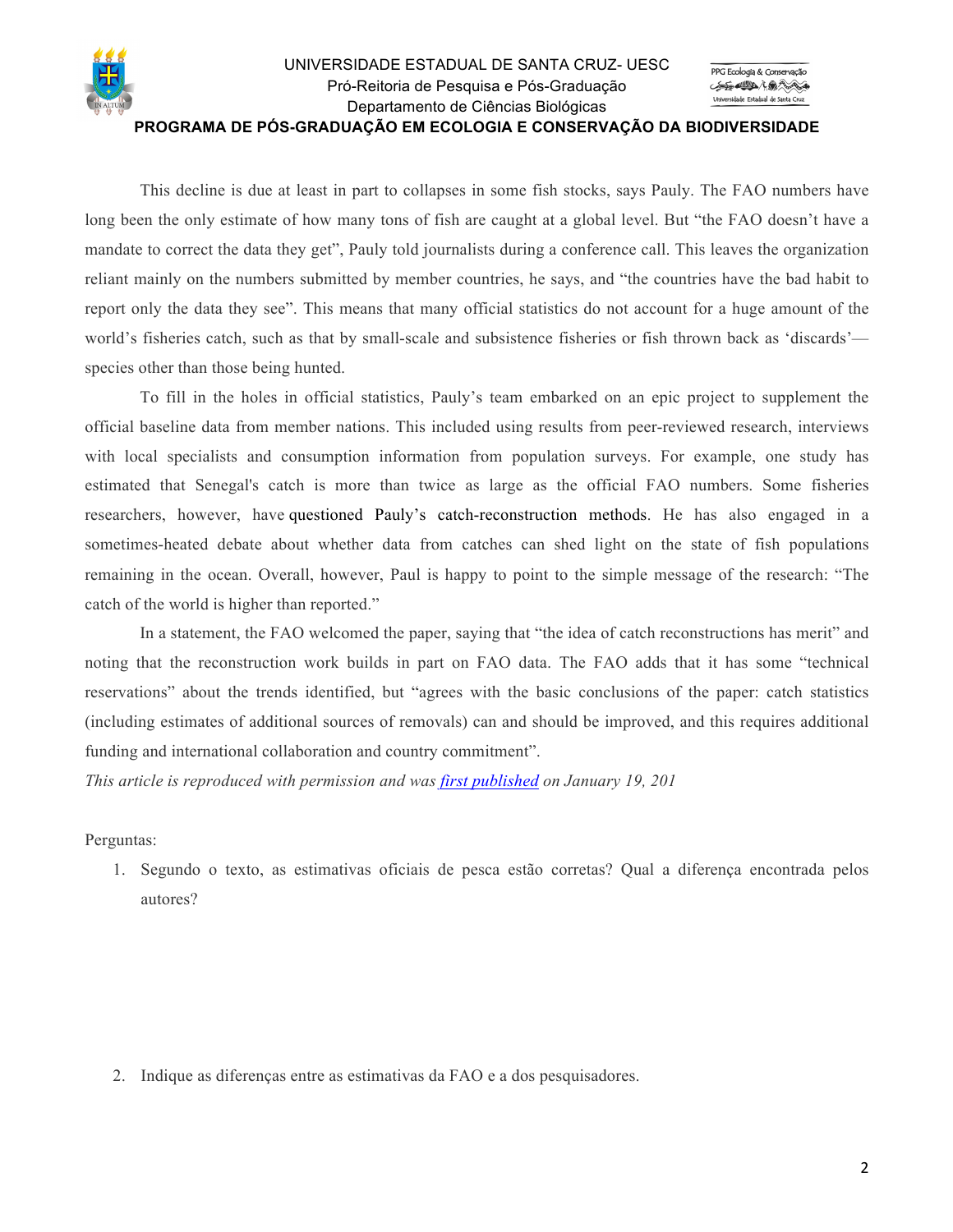This decline is due at least in part to collapses in some fish stocks, says Pauly. The FAO numbers have long been the only estimate of how many tons of fish are caught at a global level. But "the FAO doesn't have a mandate to correct the data they get", Pauly told journalists during a conference call. This leaves the organization reliant mainly on the numbers submitted by member countries, he says, and "the countries have the bad habit to report only the data they see". This means that many official statistics do not account for a huge amount of the world's fisheries catch, such as that by small-scale and subsistence fisheries or fish thrown back as 'discards'—species other than those being hunted.

To fill in the holes in official statistics, Pauly's team embarked on an epic project to supplement the official baseline data from member nations. This included using results from peer-reviewed research, interviews with local specialists and consumption information from population surveys. For example, one study has estimated that Senegal's catch is more than twice as large as the official FAO numbers. Some fisheries researchers, however, have questioned Pauly's catch-reconstruction methods. He has also engaged in a sometimes-heated debate about whether data from catches can shed light on the state of fish populations remaining in the ocean. Overall, however, Paul is happy to point to the simple message of the research: "The catch of the world is higher than reported."

In a statement, the FAO welcomed the paper, saying that "the idea of catch reconstructions has merit" and noting that the reconstruction work builds in part on FAO data. The FAO adds that it has some "technical reservations" about the trends identified, but "agrees with the basic conclusions of the paper: catch statistics (including estimates of additional sources of removals) can and should be improved, and this requires additional funding and international collaboration and country commitment".

*This article is reproduced with permission and was [first published]() on January 19, 201*

Perguntas:

1. Segundo o texto, as estimativas oficiais de pesca estão corretas? Qual a diferença encontrada pelos autores?

2. Indique as diferenças entre as estimativas da FAO e a dos pesquisadores.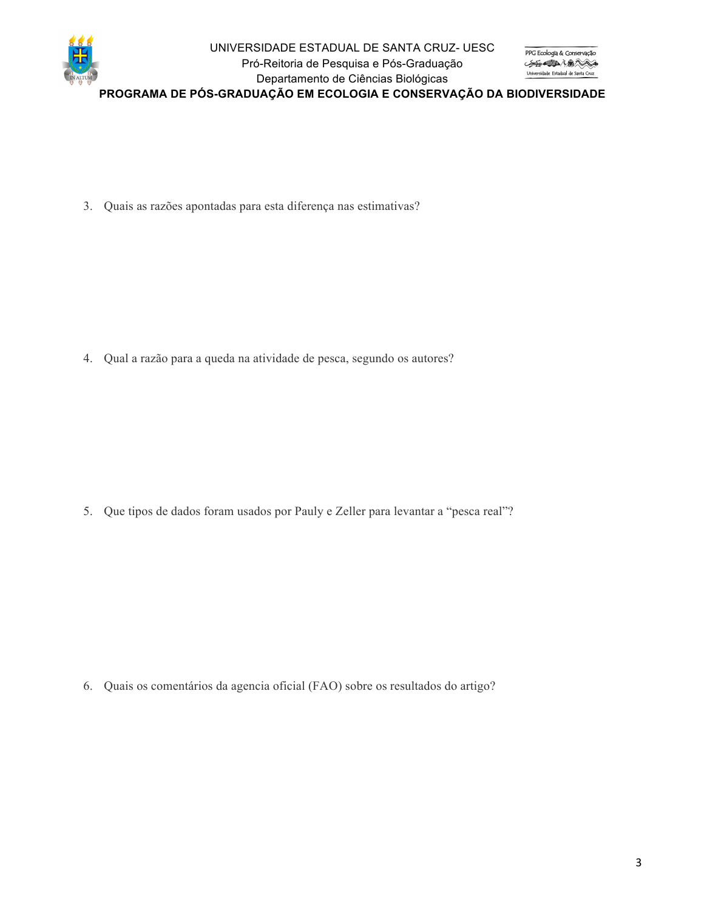3. Quais as razões apontadas para esta diferença nas estimativas?

4. Qual a razão para a queda na atividade de pesca, segundo os autores?

5. Que tipos de dados foram usados por Pauly e Zeller para levantar a "pesca real"?

6. Quais os comentários da agencia oficial (FAO) sobre os resultados do artigo?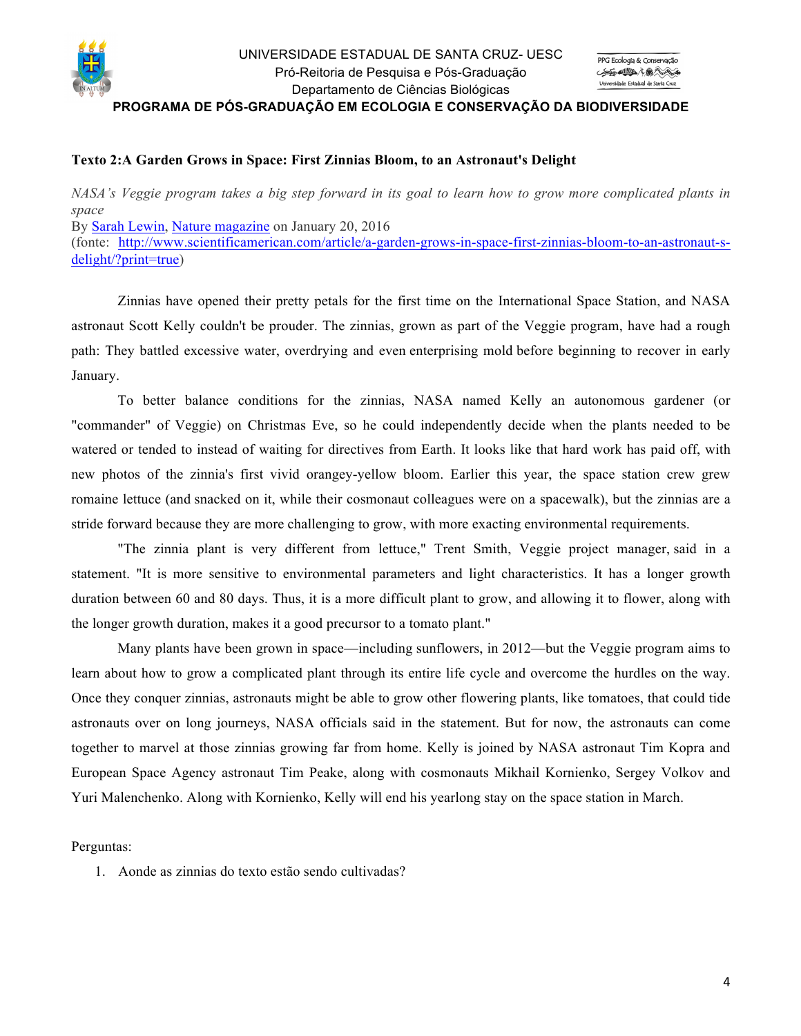UNIVERSIDADE ESTADUAL DE SANTA CRUZ- UESC
Pró-Reitoria de Pesquisa e Pós-Graduação
Departamento de Ciências Biológicas

**PROGRAMA DE PÓS-GRADUAÇÃO EM ECOLOGIA E CONSERVAÇÃO DA BIODIVERSIDADE**

**Texto 2:A Garden Grows in Space: First Zinnias Bloom, to an Astronaut's Delight**

*NASA's Veggie program takes a big step forward in its goal to learn how to grow more complicated plants in space*

By Sarah Lewin, Nature magazine on January 20, 2016

(fonte: http://www.scientificamerican.com/article/a-garden-grows-in-space-first-zinnias-bloom-to-an-astronaut-s-delight/?print=true)

Zinnias have opened their pretty petals for the first time on the International Space Station, and NASA astronaut Scott Kelly couldn't be prouder. The zinnias, grown as part of the Veggie program, have had a rough path: They battled excessive water, overdrying and even enterprising mold before beginning to recover in early January.

To better balance conditions for the zinnias, NASA named Kelly an autonomous gardener (or "commander" of Veggie) on Christmas Eve, so he could independently decide when the plants needed to be watered or tended to instead of waiting for directives from Earth. It looks like that hard work has paid off, with new photos of the zinnia's first vivid orangey-yellow bloom. Earlier this year, the space station crew grew romaine lettuce (and snacked on it, while their cosmonaut colleagues were on a spacewalk), but the zinnias are a stride forward because they are more challenging to grow, with more exacting environmental requirements.

"The zinnia plant is very different from lettuce," Trent Smith, Veggie project manager, said in a statement. "It is more sensitive to environmental parameters and light characteristics. It has a longer growth duration between 60 and 80 days. Thus, it is a more difficult plant to grow, and allowing it to flower, along with the longer growth duration, makes it a good precursor to a tomato plant."

Many plants have been grown in space—including sunflowers, in 2012—but the Veggie program aims to learn about how to grow a complicated plant through its entire life cycle and overcome the hurdles on the way. Once they conquer zinnias, astronauts might be able to grow other flowering plants, like tomatoes, that could tide astronauts over on long journeys, NASA officials said in the statement. But for now, the astronauts can come together to marvel at those zinnias growing far from home. Kelly is joined by NASA astronaut Tim Kopra and European Space Agency astronaut Tim Peake, along with cosmonauts Mikhail Kornienko, Sergey Volkov and Yuri Malenchenko. Along with Kornienko, Kelly will end his yearlong stay on the space station in March.

Perguntas:

1. Aonde as zinnias do texto estão sendo cultivadas?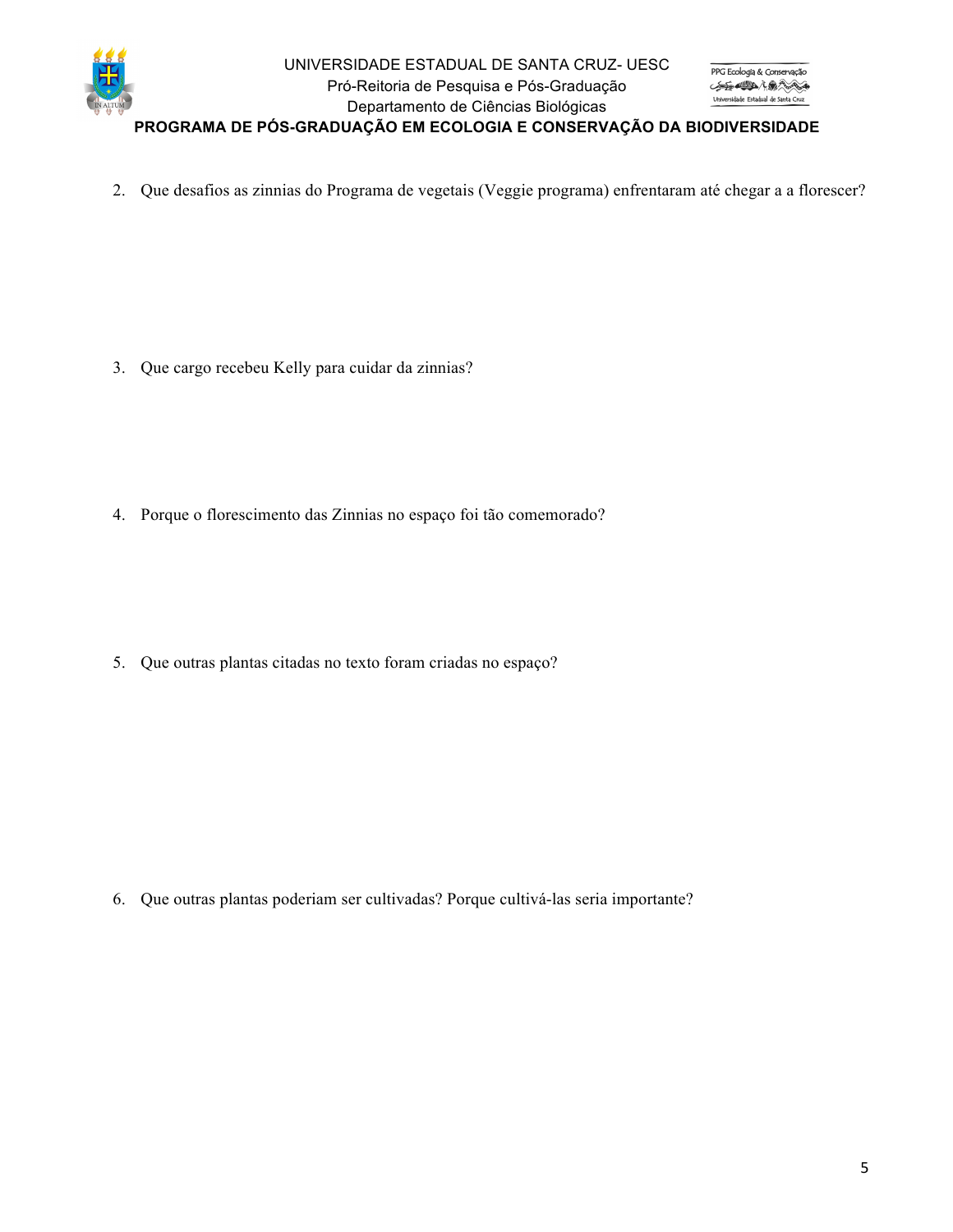2. Que desafios as zinnias do Programa de vegetais (Veggie programa) enfrentaram até chegar a a florescer?

3. Que cargo recebeu Kelly para cuidar da zinnias?

4. Porque o florescimento das Zinnias no espaço foi tão comemorado?

5. Que outras plantas citadas no texto foram criadas no espaço?

6. Que outras plantas poderiam ser cultivadas? Porque cultivá-las seria importante?